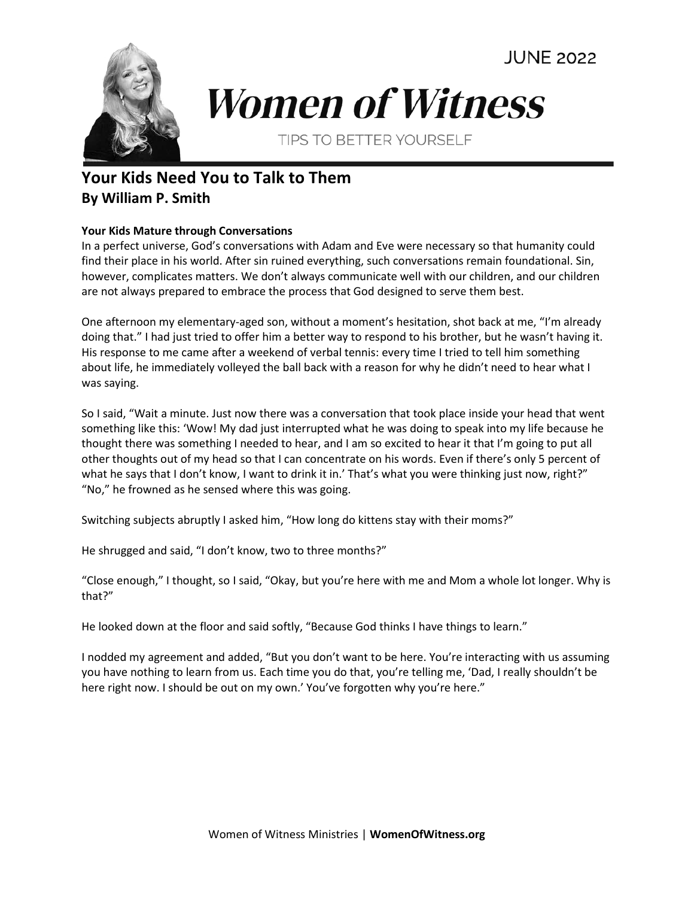JUNE 2022

# Women of Witness

TIPS TO BETTER YOURSELF

## Your Kids Need You to Talk to Them
## By William P. Smith

### Your Kids Mature through Conversations

In a perfect universe, God's conversations with Adam and Eve were necessary so that humanity could find their place in his world. After sin ruined everything, such conversations remain foundational. Sin, however, complicates matters. We don't always communicate well with our children, and our children are not always prepared to embrace the process that God designed to serve them best.

One afternoon my elementary-aged son, without a moment's hesitation, shot back at me, "I'm already doing that." I had just tried to offer him a better way to respond to his brother, but he wasn't having it. His response to me came after a weekend of verbal tennis: every time I tried to tell him something about life, he immediately volleyed the ball back with a reason for why he didn't need to hear what I was saying.

So I said, "Wait a minute. Just now there was a conversation that took place inside your head that went something like this: 'Wow! My dad just interrupted what he was doing to speak into my life because he thought there was something I needed to hear, and I am so excited to hear it that I'm going to put all other thoughts out of my head so that I can concentrate on his words. Even if there's only 5 percent of what he says that I don't know, I want to drink it in.' That's what you were thinking just now, right?" "No," he frowned as he sensed where this was going.

Switching subjects abruptly I asked him, "How long do kittens stay with their moms?"

He shrugged and said, "I don't know, two to three months?"

"Close enough," I thought, so I said, "Okay, but you're here with me and Mom a whole lot longer. Why is that?"

He looked down at the floor and said softly, "Because God thinks I have things to learn."

I nodded my agreement and added, "But you don't want to be here. You're interacting with us assuming you have nothing to learn from us. Each time you do that, you're telling me, 'Dad, I really shouldn't be here right now. I should be out on my own.' You've forgotten why you're here."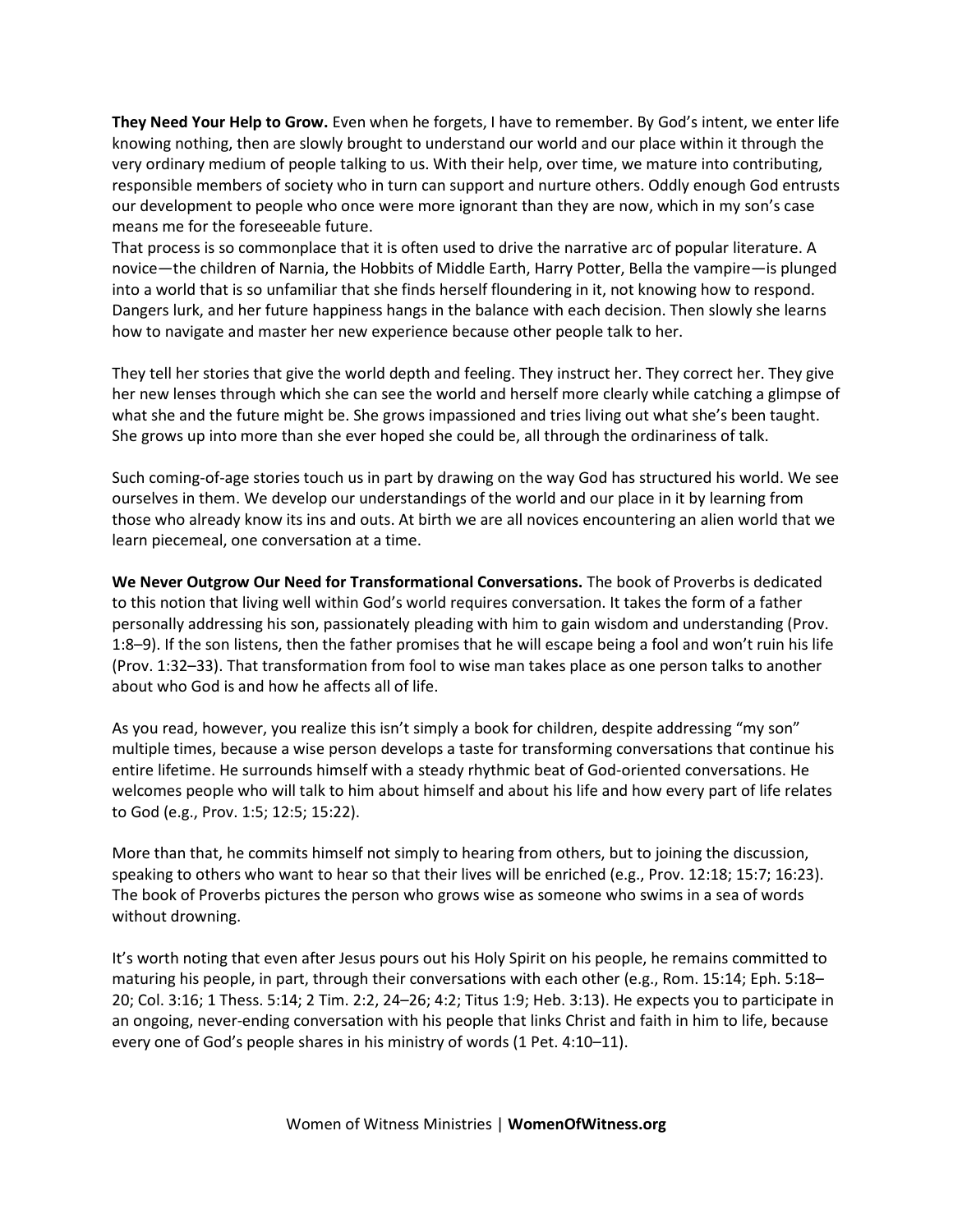**They Need Your Help to Grow.** Even when he forgets, I have to remember. By God's intent, we enter life knowing nothing, then are slowly brought to understand our world and our place within it through the very ordinary medium of people talking to us. With their help, over time, we mature into contributing, responsible members of society who in turn can support and nurture others. Oddly enough God entrusts our development to people who once were more ignorant than they are now, which in my son's case means me for the foreseeable future.

That process is so commonplace that it is often used to drive the narrative arc of popular literature. A novice—the children of Narnia, the Hobbits of Middle Earth, Harry Potter, Bella the vampire—is plunged into a world that is so unfamiliar that she finds herself floundering in it, not knowing how to respond. Dangers lurk, and her future happiness hangs in the balance with each decision. Then slowly she learns how to navigate and master her new experience because other people talk to her.

They tell her stories that give the world depth and feeling. They instruct her. They correct her. They give her new lenses through which she can see the world and herself more clearly while catching a glimpse of what she and the future might be. She grows impassioned and tries living out what she's been taught. She grows up into more than she ever hoped she could be, all through the ordinariness of talk.

Such coming-of-age stories touch us in part by drawing on the way God has structured his world. We see ourselves in them. We develop our understandings of the world and our place in it by learning from those who already know its ins and outs. At birth we are all novices encountering an alien world that we learn piecemeal, one conversation at a time.

**We Never Outgrow Our Need for Transformational Conversations.** The book of Proverbs is dedicated to this notion that living well within God's world requires conversation. It takes the form of a father personally addressing his son, passionately pleading with him to gain wisdom and understanding (Prov. 1:8–9). If the son listens, then the father promises that he will escape being a fool and won't ruin his life (Prov. 1:32–33). That transformation from fool to wise man takes place as one person talks to another about who God is and how he affects all of life.

As you read, however, you realize this isn't simply a book for children, despite addressing "my son" multiple times, because a wise person develops a taste for transforming conversations that continue his entire lifetime. He surrounds himself with a steady rhythmic beat of God-oriented conversations. He welcomes people who will talk to him about himself and about his life and how every part of life relates to God (e.g., Prov. 1:5; 12:5; 15:22).

More than that, he commits himself not simply to hearing from others, but to joining the discussion, speaking to others who want to hear so that their lives will be enriched (e.g., Prov. 12:18; 15:7; 16:23). The book of Proverbs pictures the person who grows wise as someone who swims in a sea of words without drowning.

It's worth noting that even after Jesus pours out his Holy Spirit on his people, he remains committed to maturing his people, in part, through their conversations with each other (e.g., Rom. 15:14; Eph. 5:18–20; Col. 3:16; 1 Thess. 5:14; 2 Tim. 2:2, 24–26; 4:2; Titus 1:9; Heb. 3:13). He expects you to participate in an ongoing, never-ending conversation with his people that links Christ and faith in him to life, because every one of God's people shares in his ministry of words (1 Pet. 4:10–11).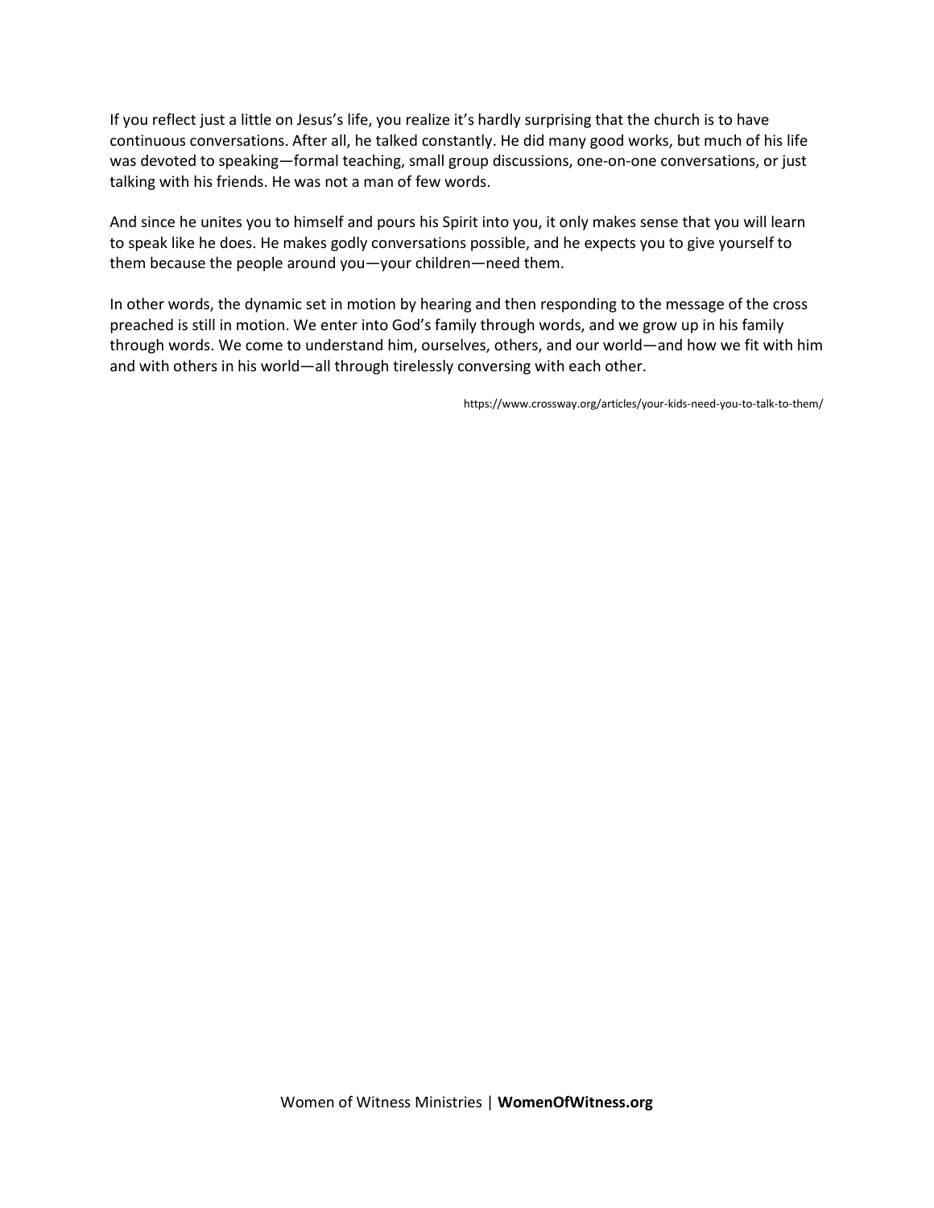If you reflect just a little on Jesus's life, you realize it's hardly surprising that the church is to have continuous conversations. After all, he talked constantly. He did many good works, but much of his life was devoted to speaking—formal teaching, small group discussions, one-on-one conversations, or just talking with his friends. He was not a man of few words.

And since he unites you to himself and pours his Spirit into you, it only makes sense that you will learn to speak like he does. He makes godly conversations possible, and he expects you to give yourself to them because the people around you—your children—need them.

In other words, the dynamic set in motion by hearing and then responding to the message of the cross preached is still in motion. We enter into God's family through words, and we grow up in his family through words. We come to understand him, ourselves, others, and our world—and how we fit with him and with others in his world—all through tirelessly conversing with each other.

https://www.crossway.org/articles/your-kids-need-you-to-talk-to-them/